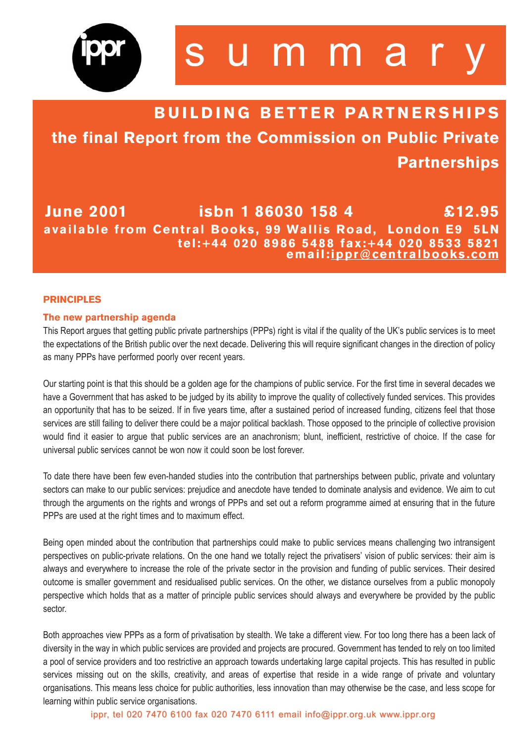ippr

# s u m m a r y

## BUILDING BETTER PARTNERSHIPS

## the final Report from the Commission on Public Private Partnerships

**June 2001 isbn 1 86030 158 4 £12.95**

**available from Central Books, 99 Wallis Road, London E9 5LN**
**tel:+44 020 8986 5488 fax:+44 020 8533 5821**
**email:ippr@centralbooks.com**

### PRINCIPLES

#### The new partnership agenda

This Report argues that getting public private partnerships (PPPs) right is vital if the quality of the UK's public services is to meet the expectations of the British public over the next decade. Delivering this will require significant changes in the direction of policy as many PPPs have performed poorly over recent years.

Our starting point is that this should be a golden age for the champions of public service. For the first time in several decades we have a Government that has asked to be judged by its ability to improve the quality of collectively funded services. This provides an opportunity that has to be seized. If in five years time, after a sustained period of increased funding, citizens feel that those services are still failing to deliver there could be a major political backlash. Those opposed to the principle of collective provision would find it easier to argue that public services are an anachronism; blunt, inefficient, restrictive of choice. If the case for universal public services cannot be won now it could soon be lost forever.

To date there have been few even-handed studies into the contribution that partnerships between public, private and voluntary sectors can make to our public services: prejudice and anecdote have tended to dominate analysis and evidence. We aim to cut through the arguments on the rights and wrongs of PPPs and set out a reform programme aimed at ensuring that in the future PPPs are used at the right times and to maximum effect.

Being open minded about the contribution that partnerships could make to public services means challenging two intransigent perspectives on public-private relations. On the one hand we totally reject the privatisers' vision of public services: their aim is always and everywhere to increase the role of the private sector in the provision and funding of public services. Their desired outcome is smaller government and residualised public services. On the other, we distance ourselves from a public monopoly perspective which holds that as a matter of principle public services should always and everywhere be provided by the public sector.

Both approaches view PPPs as a form of privatisation by stealth. We take a different view. For too long there has a been lack of diversity in the way in which public services are provided and projects are procured. Government has tended to rely on too limited a pool of service providers and too restrictive an approach towards undertaking large capital projects. This has resulted in public services missing out on the skills, creativity, and areas of expertise that reside in a wide range of private and voluntary organisations. This means less choice for public authorities, less innovation than may otherwise be the case, and less scope for learning within public service organisations.

ippr, tel 020 7470 6100 fax 020 7470 6111 email info@ippr.org.uk www.ippr.org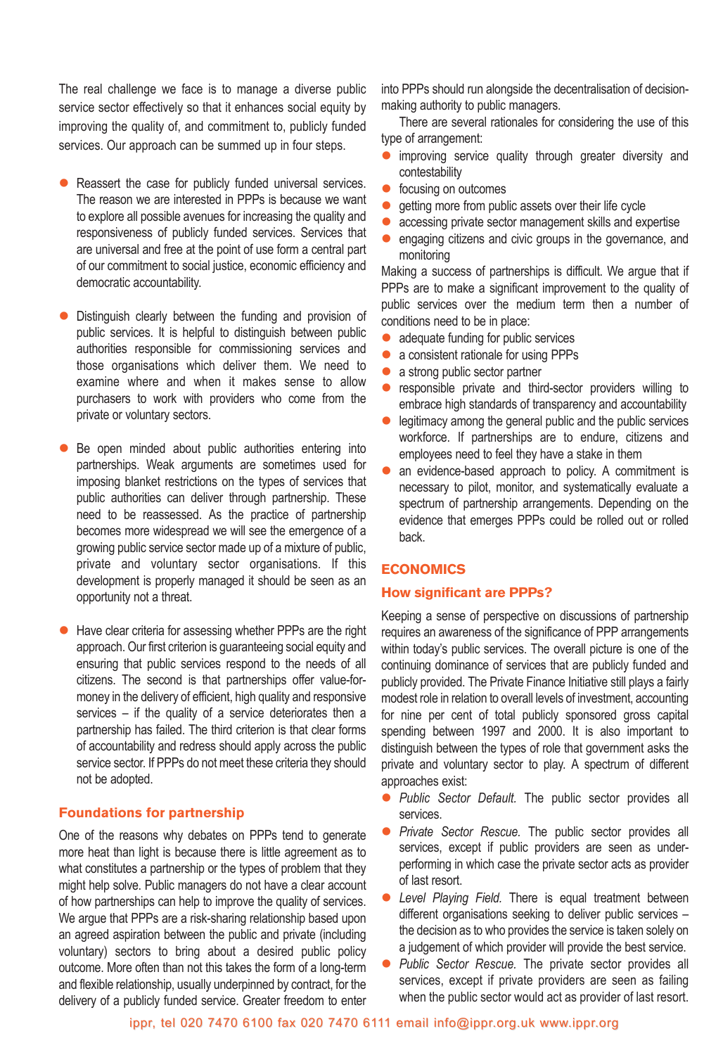The real challenge we face is to manage a diverse public service sector effectively so that it enhances social equity by improving the quality of, and commitment to, publicly funded services. Our approach can be summed up in four steps.

- Reassert the case for publicly funded universal services. The reason we are interested in PPPs is because we want to explore all possible avenues for increasing the quality and responsiveness of publicly funded services. Services that are universal and free at the point of use form a central part of our commitment to social justice, economic efficiency and democratic accountability.
- Distinguish clearly between the funding and provision of public services. It is helpful to distinguish between public authorities responsible for commissioning services and those organisations which deliver them. We need to examine where and when it makes sense to allow purchasers to work with providers who come from the private or voluntary sectors.
- Be open minded about public authorities entering into partnerships. Weak arguments are sometimes used for imposing blanket restrictions on the types of services that public authorities can deliver through partnership. These need to be reassessed. As the practice of partnership becomes more widespread we will see the emergence of a growing public service sector made up of a mixture of public, private and voluntary sector organisations. If this development is properly managed it should be seen as an opportunity not a threat.
- Have clear criteria for assessing whether PPPs are the right approach. Our first criterion is guaranteeing social equity and ensuring that public services respond to the needs of all citizens. The second is that partnerships offer value-for-money in the delivery of efficient, high quality and responsive services – if the quality of a service deteriorates then a partnership has failed. The third criterion is that clear forms of accountability and redress should apply across the public service sector. If PPPs do not meet these criteria they should not be adopted.

### Foundations for partnership

One of the reasons why debates on PPPs tend to generate more heat than light is because there is little agreement as to what constitutes a partnership or the types of problem that they might help solve. Public managers do not have a clear account of how partnerships can help to improve the quality of services. We argue that PPPs are a risk-sharing relationship based upon an agreed aspiration between the public and private (including voluntary) sectors to bring about a desired public policy outcome. More often than not this takes the form of a long-term and flexible relationship, usually underpinned by contract, for the delivery of a publicly funded service. Greater freedom to enter into PPPs should run alongside the decentralisation of decision-making authority to public managers.

There are several rationales for considering the use of this type of arrangement:

- improving service quality through greater diversity and contestability
- focusing on outcomes
- getting more from public assets over their life cycle
- accessing private sector management skills and expertise
- engaging citizens and civic groups in the governance, and monitoring

Making a success of partnerships is difficult. We argue that if PPPs are to make a significant improvement to the quality of public services over the medium term then a number of conditions need to be in place:

- adequate funding for public services
- a consistent rationale for using PPPs
- a strong public sector partner
- responsible private and third-sector providers willing to embrace high standards of transparency and accountability
- legitimacy among the general public and the public services workforce. If partnerships are to endure, citizens and employees need to feel they have a stake in them
- an evidence-based approach to policy. A commitment is necessary to pilot, monitor, and systematically evaluate a spectrum of partnership arrangements. Depending on the evidence that emerges PPPs could be rolled out or rolled back.

## ECONOMICS

### How significant are PPPs?

Keeping a sense of perspective on discussions of partnership requires an awareness of the significance of PPP arrangements within today's public services. The overall picture is one of the continuing dominance of services that are publicly funded and publicly provided. The Private Finance Initiative still plays a fairly modest role in relation to overall levels of investment, accounting for nine per cent of total publicly sponsored gross capital spending between 1997 and 2000. It is also important to distinguish between the types of role that government asks the private and voluntary sector to play. A spectrum of different approaches exist:

- *Public Sector Default.* The public sector provides all services.
- *Private Sector Rescue.* The public sector provides all services, except if public providers are seen as under-performing in which case the private sector acts as provider of last resort.
- *Level Playing Field.* There is equal treatment between different organisations seeking to deliver public services – the decision as to who provides the service is taken solely on a judgement of which provider will provide the best service.
- *Public Sector Rescue.* The private sector provides all services, except if private providers are seen as failing when the public sector would act as provider of last resort.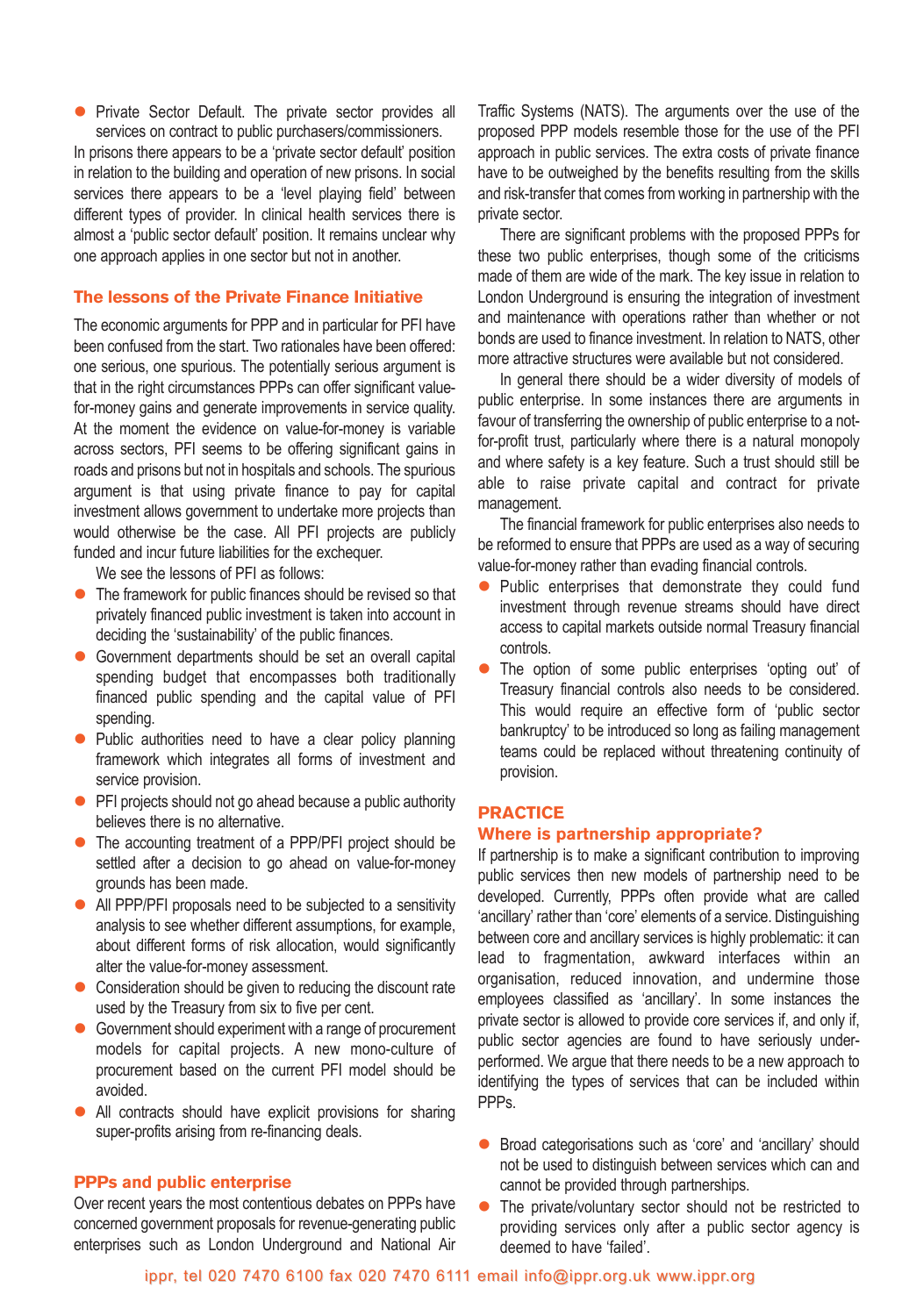- Private Sector Default. The private sector provides all services on contract to public purchasers/commissioners.

In prisons there appears to be a 'private sector default' position in relation to the building and operation of new prisons. In social services there appears to be a 'level playing field' between different types of provider. In clinical health services there is almost a 'public sector default' position. It remains unclear why one approach applies in one sector but not in another.

## The lessons of the Private Finance Initiative

The economic arguments for PPP and in particular for PFI have been confused from the start. Two rationales have been offered: one serious, one spurious. The potentially serious argument is that in the right circumstances PPPs can offer significant value-for-money gains and generate improvements in service quality. At the moment the evidence on value-for-money is variable across sectors, PFI seems to be offering significant gains in roads and prisons but not in hospitals and schools. The spurious argument is that using private finance to pay for capital investment allows government to undertake more projects than would otherwise be the case. All PFI projects are publicly funded and incur future liabilities for the exchequer.

We see the lessons of PFI as follows:

- The framework for public finances should be revised so that privately financed public investment is taken into account in deciding the 'sustainability' of the public finances.
- Government departments should be set an overall capital spending budget that encompasses both traditionally financed public spending and the capital value of PFI spending.
- Public authorities need to have a clear policy planning framework which integrates all forms of investment and service provision.
- PFI projects should not go ahead because a public authority believes there is no alternative.
- The accounting treatment of a PPP/PFI project should be settled after a decision to go ahead on value-for-money grounds has been made.
- All PPP/PFI proposals need to be subjected to a sensitivity analysis to see whether different assumptions, for example, about different forms of risk allocation, would significantly alter the value-for-money assessment.
- Consideration should be given to reducing the discount rate used by the Treasury from six to five per cent.
- Government should experiment with a range of procurement models for capital projects. A new mono-culture of procurement based on the current PFI model should be avoided.
- All contracts should have explicit provisions for sharing super-profits arising from re-financing deals.

## PPPs and public enterprise

Over recent years the most contentious debates on PPPs have concerned government proposals for revenue-generating public enterprises such as London Underground and National Air Traffic Systems (NATS). The arguments over the use of the proposed PPP models resemble those for the use of the PFI approach in public services. The extra costs of private finance have to be outweighed by the benefits resulting from the skills and risk-transfer that comes from working in partnership with the private sector.

There are significant problems with the proposed PPPs for these two public enterprises, though some of the criticisms made of them are wide of the mark. The key issue in relation to London Underground is ensuring the integration of investment and maintenance with operations rather than whether or not bonds are used to finance investment. In relation to NATS, other more attractive structures were available but not considered.

In general there should be a wider diversity of models of public enterprise. In some instances there are arguments in favour of transferring the ownership of public enterprise to a not-for-profit trust, particularly where there is a natural monopoly and where safety is a key feature. Such a trust should still be able to raise private capital and contract for private management.

The financial framework for public enterprises also needs to be reformed to ensure that PPPs are used as a way of securing value-for-money rather than evading financial controls.

- Public enterprises that demonstrate they could fund investment through revenue streams should have direct access to capital markets outside normal Treasury financial controls.
- The option of some public enterprises 'opting out' of Treasury financial controls also needs to be considered. This would require an effective form of 'public sector bankruptcy' to be introduced so long as failing management teams could be replaced without threatening continuity of provision.

# PRACTICE

## Where is partnership appropriate?

If partnership is to make a significant contribution to improving public services then new models of partnership need to be developed. Currently, PPPs often provide what are called 'ancillary' rather than 'core' elements of a service. Distinguishing between core and ancillary services is highly problematic: it can lead to fragmentation, awkward interfaces within an organisation, reduced innovation, and undermine those employees classified as 'ancillary'. In some instances the private sector is allowed to provide core services if, and only if, public sector agencies are found to have seriously under-performed. We argue that there needs to be a new approach to identifying the types of services that can be included within PPPs.

- Broad categorisations such as 'core' and 'ancillary' should not be used to distinguish between services which can and cannot be provided through partnerships.
- The private/voluntary sector should not be restricted to providing services only after a public sector agency is deemed to have 'failed'.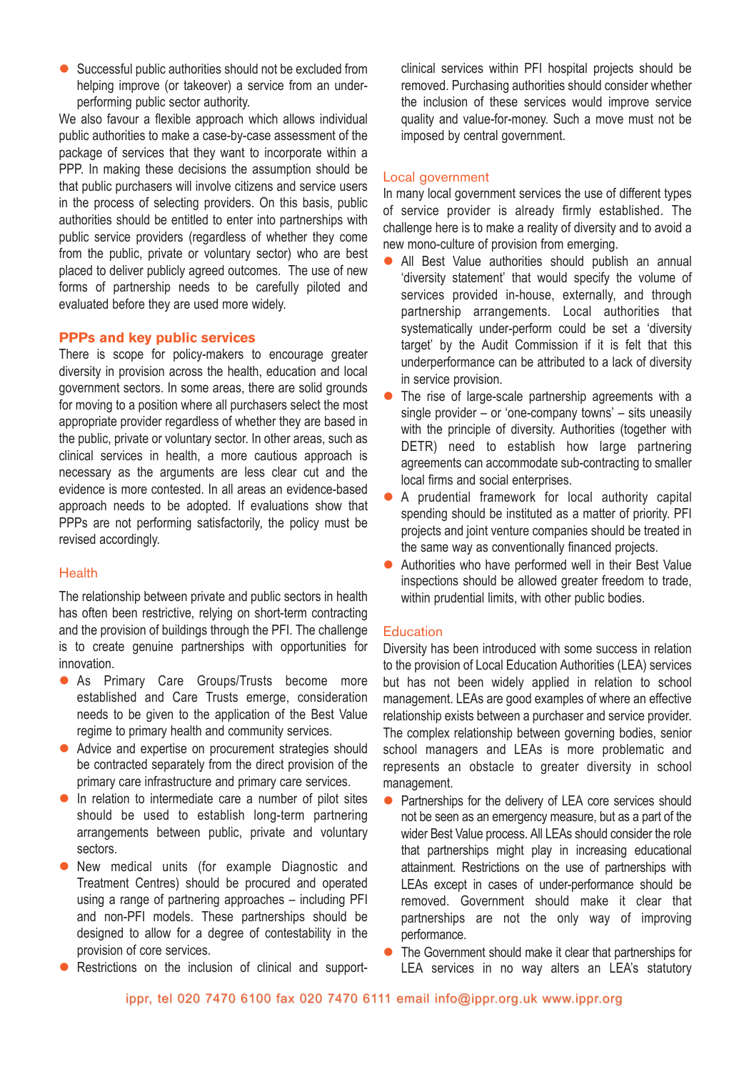- Successful public authorities should not be excluded from helping improve (or takeover) a service from an under-performing public sector authority.

We also favour a flexible approach which allows individual public authorities to make a case-by-case assessment of the package of services that they want to incorporate within a PPP. In making these decisions the assumption should be that public purchasers will involve citizens and service users in the process of selecting providers. On this basis, public authorities should be entitled to enter into partnerships with public service providers (regardless of whether they come from the public, private or voluntary sector) who are best placed to deliver publicly agreed outcomes. The use of new forms of partnership needs to be carefully piloted and evaluated before they are used more widely.

## PPPs and key public services

There is scope for policy-makers to encourage greater diversity in provision across the health, education and local government sectors. In some areas, there are solid grounds for moving to a position where all purchasers select the most appropriate provider regardless of whether they are based in the public, private or voluntary sector. In other areas, such as clinical services in health, a more cautious approach is necessary as the arguments are less clear cut and the evidence is more contested. In all areas an evidence-based approach needs to be adopted. If evaluations show that PPPs are not performing satisfactorily, the policy must be revised accordingly.

### Health

The relationship between private and public sectors in health has often been restrictive, relying on short-term contracting and the provision of buildings through the PFI. The challenge is to create genuine partnerships with opportunities for innovation.

- As Primary Care Groups/Trusts become more established and Care Trusts emerge, consideration needs to be given to the application of the Best Value regime to primary health and community services.
- Advice and expertise on procurement strategies should be contracted separately from the direct provision of the primary care infrastructure and primary care services.
- In relation to intermediate care a number of pilot sites should be used to establish long-term partnering arrangements between public, private and voluntary sectors.
- New medical units (for example Diagnostic and Treatment Centres) should be procured and operated using a range of partnering approaches – including PFI and non-PFI models. These partnerships should be designed to allow for a degree of contestability in the provision of core services.
- Restrictions on the inclusion of clinical and support-clinical services within PFI hospital projects should be removed. Purchasing authorities should consider whether the inclusion of these services would improve service quality and value-for-money. Such a move must not be imposed by central government.

### Local government

In many local government services the use of different types of service provider is already firmly established. The challenge here is to make a reality of diversity and to avoid a new mono-culture of provision from emerging.

- All Best Value authorities should publish an annual 'diversity statement' that would specify the volume of services provided in-house, externally, and through partnership arrangements. Local authorities that systematically under-perform could be set a 'diversity target' by the Audit Commission if it is felt that this underperformance can be attributed to a lack of diversity in service provision.
- The rise of large-scale partnership agreements with a single provider – or 'one-company towns' – sits uneasily with the principle of diversity. Authorities (together with DETR) need to establish how large partnering agreements can accommodate sub-contracting to smaller local firms and social enterprises.
- A prudential framework for local authority capital spending should be instituted as a matter of priority. PFI projects and joint venture companies should be treated in the same way as conventionally financed projects.
- Authorities who have performed well in their Best Value inspections should be allowed greater freedom to trade, within prudential limits, with other public bodies.

### Education

Diversity has been introduced with some success in relation to the provision of Local Education Authorities (LEA) services but has not been widely applied in relation to school management. LEAs are good examples of where an effective relationship exists between a purchaser and service provider. The complex relationship between governing bodies, senior school managers and LEAs is more problematic and represents an obstacle to greater diversity in school management.

- Partnerships for the delivery of LEA core services should not be seen as an emergency measure, but as a part of the wider Best Value process. All LEAs should consider the role that partnerships might play in increasing educational attainment. Restrictions on the use of partnerships with LEAs except in cases of under-performance should be removed. Government should make it clear that partnerships are not the only way of improving performance.
- The Government should make it clear that partnerships for LEA services in no way alters an LEA's statutory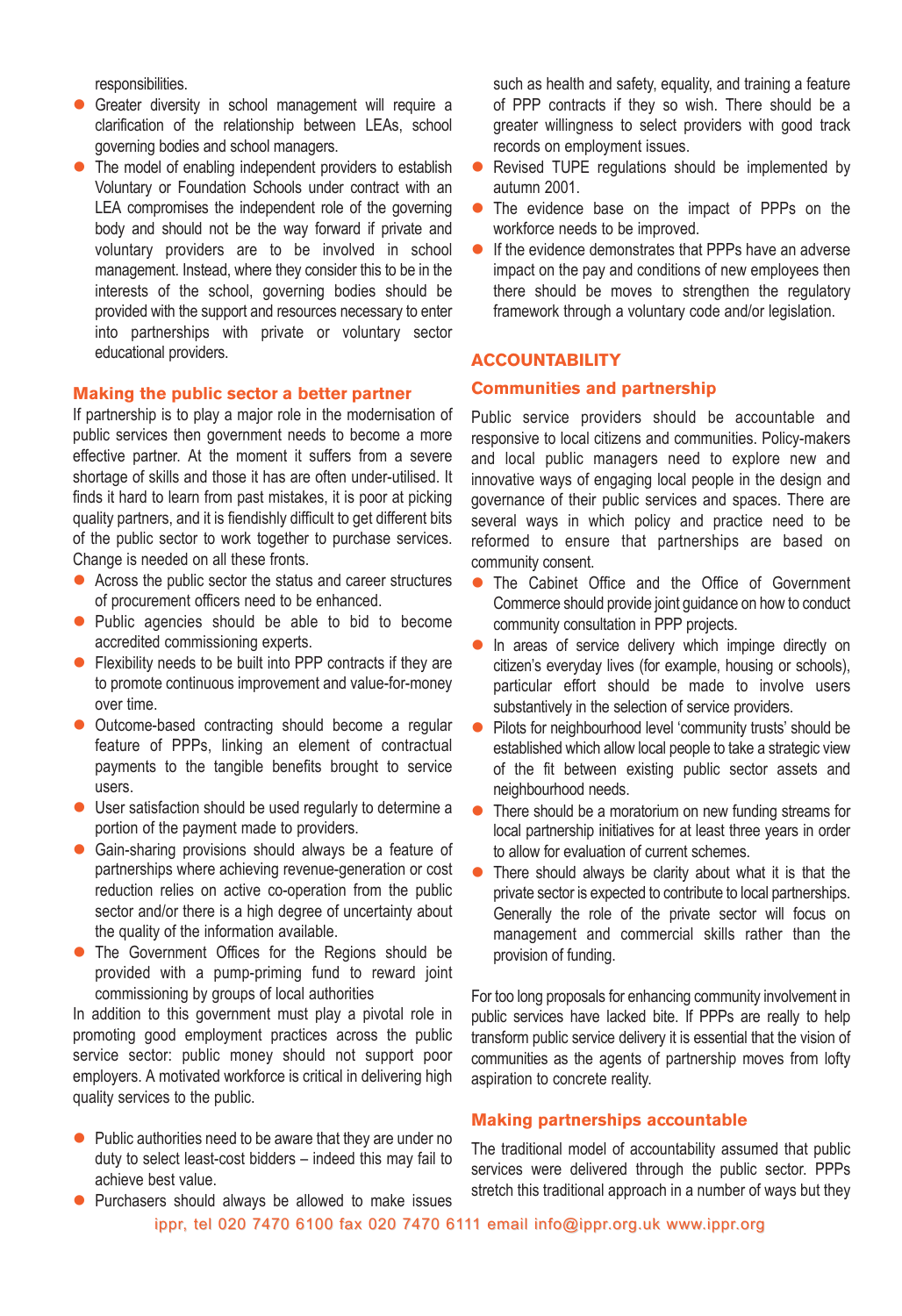responsibilities.

- Greater diversity in school management will require a clarification of the relationship between LEAs, school governing bodies and school managers.
- The model of enabling independent providers to establish Voluntary or Foundation Schools under contract with an LEA compromises the independent role of the governing body and should not be the way forward if private and voluntary providers are to be involved in school management. Instead, where they consider this to be in the interests of the school, governing bodies should be provided with the support and resources necessary to enter into partnerships with private or voluntary sector educational providers.

### Making the public sector a better partner

If partnership is to play a major role in the modernisation of public services then government needs to become a more effective partner. At the moment it suffers from a severe shortage of skills and those it has are often under-utilised. It finds it hard to learn from past mistakes, it is poor at picking quality partners, and it is fiendishly difficult to get different bits of the public sector to work together to purchase services. Change is needed on all these fronts.

- Across the public sector the status and career structures of procurement officers need to be enhanced.
- Public agencies should be able to bid to become accredited commissioning experts.
- Flexibility needs to be built into PPP contracts if they are to promote continuous improvement and value-for-money over time.
- Outcome-based contracting should become a regular feature of PPPs, linking an element of contractual payments to the tangible benefits brought to service users.
- User satisfaction should be used regularly to determine a portion of the payment made to providers.
- Gain-sharing provisions should always be a feature of partnerships where achieving revenue-generation or cost reduction relies on active co-operation from the public sector and/or there is a high degree of uncertainty about the quality of the information available.
- The Government Offices for the Regions should be provided with a pump-priming fund to reward joint commissioning by groups of local authorities

In addition to this government must play a pivotal role in promoting good employment practices across the public service sector: public money should not support poor employers. A motivated workforce is critical in delivering high quality services to the public.

- Public authorities need to be aware that they are under no duty to select least-cost bidders – indeed this may fail to achieve best value.
- Purchasers should always be allowed to make issues such as health and safety, equality, and training a feature of PPP contracts if they so wish. There should be a greater willingness to select providers with good track records on employment issues.
- Revised TUPE regulations should be implemented by autumn 2001.
- The evidence base on the impact of PPPs on the workforce needs to be improved.
- If the evidence demonstrates that PPPs have an adverse impact on the pay and conditions of new employees then there should be moves to strengthen the regulatory framework through a voluntary code and/or legislation.

## ACCOUNTABILITY

### Communities and partnership

Public service providers should be accountable and responsive to local citizens and communities. Policy-makers and local public managers need to explore new and innovative ways of engaging local people in the design and governance of their public services and spaces. There are several ways in which policy and practice need to be reformed to ensure that partnerships are based on community consent.

- The Cabinet Office and the Office of Government Commerce should provide joint guidance on how to conduct community consultation in PPP projects.
- In areas of service delivery which impinge directly on citizen's everyday lives (for example, housing or schools), particular effort should be made to involve users substantively in the selection of service providers.
- Pilots for neighbourhood level 'community trusts' should be established which allow local people to take a strategic view of the fit between existing public sector assets and neighbourhood needs.
- There should be a moratorium on new funding streams for local partnership initiatives for at least three years in order to allow for evaluation of current schemes.
- There should always be clarity about what it is that the private sector is expected to contribute to local partnerships. Generally the role of the private sector will focus on management and commercial skills rather than the provision of funding.

For too long proposals for enhancing community involvement in public services have lacked bite. If PPPs are really to help transform public service delivery it is essential that the vision of communities as the agents of partnership moves from lofty aspiration to concrete reality.

### Making partnerships accountable

The traditional model of accountability assumed that public services were delivered through the public sector. PPPs stretch this traditional approach in a number of ways but they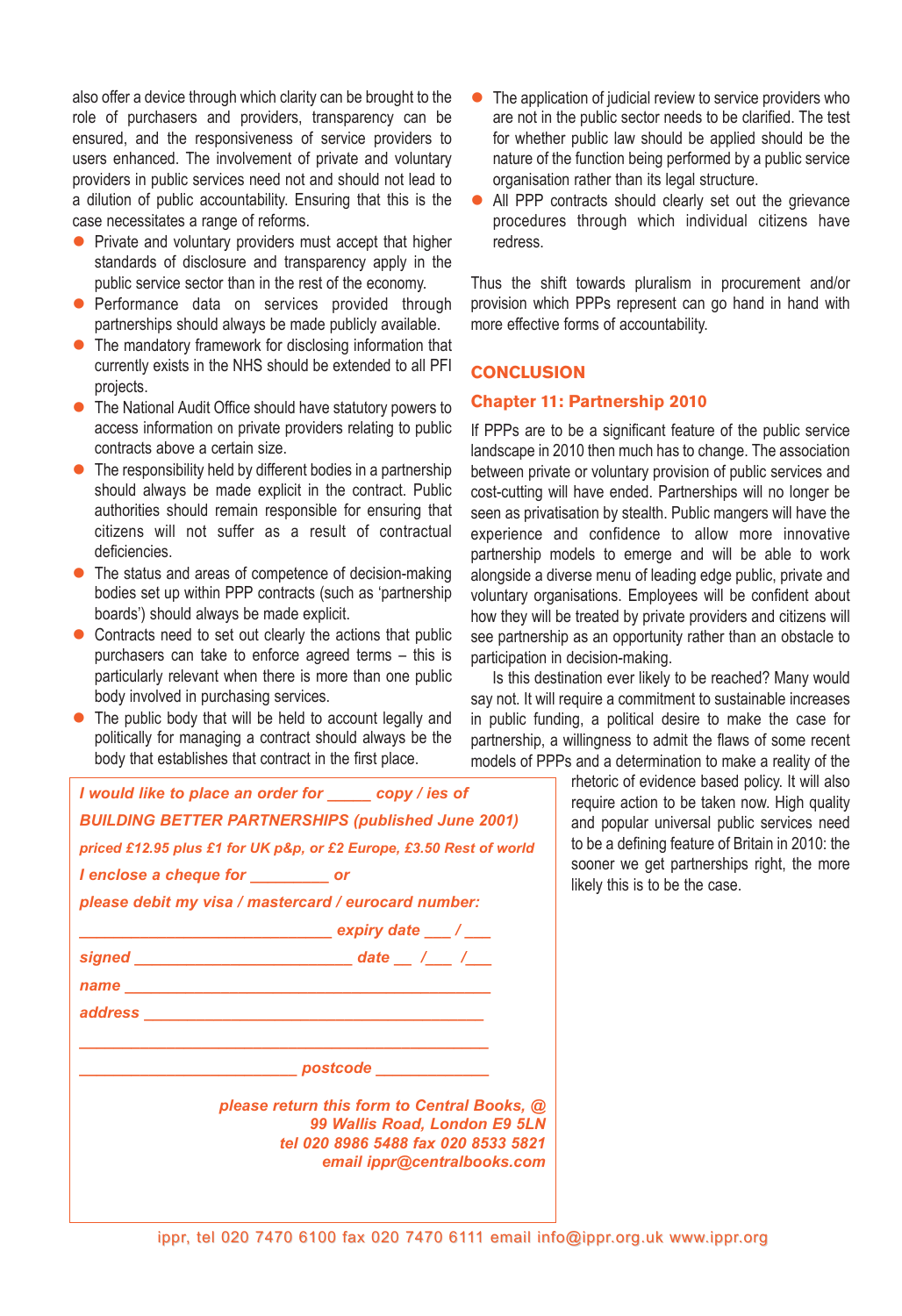also offer a device through which clarity can be brought to the role of purchasers and providers, transparency can be ensured, and the responsiveness of service providers to users enhanced. The involvement of private and voluntary providers in public services need not and should not lead to a dilution of public accountability. Ensuring that this is the case necessitates a range of reforms.

- Private and voluntary providers must accept that higher standards of disclosure and transparency apply in the public service sector than in the rest of the economy.
- Performance data on services provided through partnerships should always be made publicly available.
- The mandatory framework for disclosing information that currently exists in the NHS should be extended to all PFI projects.
- The National Audit Office should have statutory powers to access information on private providers relating to public contracts above a certain size.
- The responsibility held by different bodies in a partnership should always be made explicit in the contract. Public authorities should remain responsible for ensuring that citizens will not suffer as a result of contractual deficiencies.
- The status and areas of competence of decision-making bodies set up within PPP contracts (such as 'partnership boards') should always be made explicit.
- Contracts need to set out clearly the actions that public purchasers can take to enforce agreed terms – this is particularly relevant when there is more than one public body involved in purchasing services.
- The public body that will be held to account legally and politically for managing a contract should always be the body that establishes that contract in the first place.
- The application of judicial review to service providers who are not in the public sector needs to be clarified. The test for whether public law should be applied should be the nature of the function being performed by a public service organisation rather than its legal structure.
- All PPP contracts should clearly set out the grievance procedures through which individual citizens have redress.

Thus the shift towards pluralism in procurement and/or provision which PPPs represent can go hand in hand with more effective forms of accountability.

## CONCLUSION

### Chapter 11: Partnership 2010

If PPPs are to be a significant feature of the public service landscape in 2010 then much has to change. The association between private or voluntary provision of public services and cost-cutting will have ended. Partnerships will no longer be seen as privatisation by stealth. Public mangers will have the experience and confidence to allow more innovative partnership models to emerge and will be able to work alongside a diverse menu of leading edge public, private and voluntary organisations. Employees will be confident about how they will be treated by private providers and citizens will see partnership as an opportunity rather than an obstacle to participation in decision-making.

Is this destination ever likely to be reached? Many would say not. It will require a commitment to sustainable increases in public funding, a political desire to make the case for partnership, a willingness to admit the flaws of some recent models of PPPs and a determination to make a reality of the rhetoric of evidence based policy. It will also require action to be taken now. High quality and popular universal public services need to be a defining feature of Britain in 2010: the sooner we get partnerships right, the more likely this is to be the case.

*I would like to place an order for _____ copy / ies of*

***BUILDING BETTER PARTNERSHIPS (published June 2001)***

*priced £12.95 plus £1 for UK p&p, or £2 Europe, £3.50 Rest of world*

*I enclose a cheque for _________ or*

*please debit my visa / mastercard / eurocard number:*

*____________________________ expiry date ___ / ___*

*signed ________________________ date __ /___ /___*

*name __________________________________________*

*address _______________________________________*

*_____________________________________________*

*________________________ postcode _____________*

*please return this form to Central Books, @*
*99 Wallis Road, London E9 5LN*
*tel 020 8986 5488 fax 020 8533 5821*
*email ippr@centralbooks.com*

ippr, tel 020 7470 6100 fax 020 7470 6111 email info@ippr.org.uk www.ippr.org